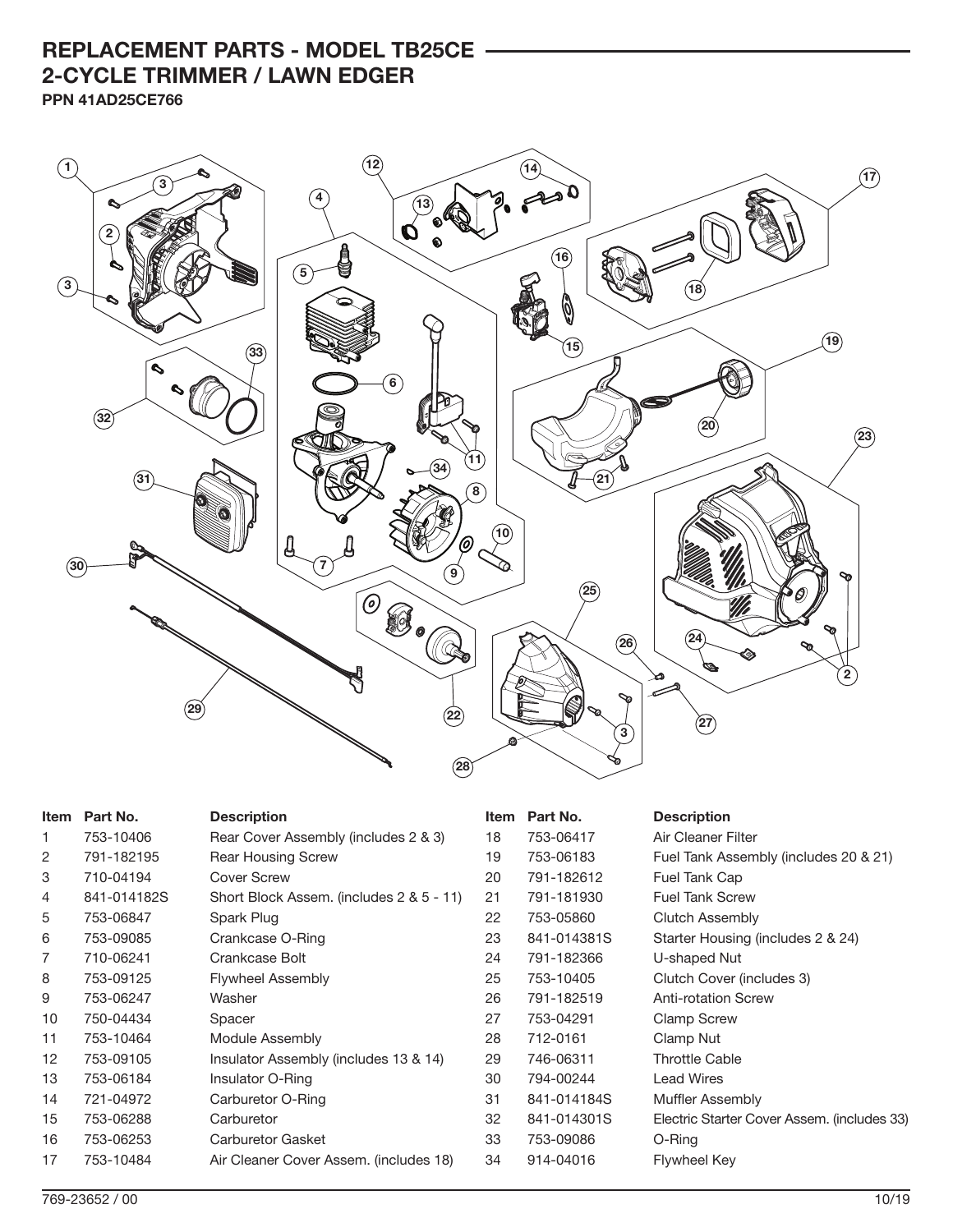# REPLACEMENT PARTS - MODEL TB25CE
## 2-CYCLE TRIMMER / LAWN EDGER
**PPN 41AD25CE766**

| Item | Part No. | Description |
|---|---|---|
| 1 | 753-10406 | Rear Cover Assembly (includes 2 & 3) |
| 2 | 791-182195 | Rear Housing Screw |
| 3 | 710-04194 | Cover Screw |
| 4 | 841-014182S | Short Block Assem. (includes 2 & 5 - 11) |
| 5 | 753-06847 | Spark Plug |
| 6 | 753-09085 | Crankcase O-Ring |
| 7 | 710-06241 | Crankcase Bolt |
| 8 | 753-09125 | Flywheel Assembly |
| 9 | 753-06247 | Washer |
| 10 | 750-04434 | Spacer |
| 11 | 753-10464 | Module Assembly |
| 12 | 753-09105 | Insulator Assembly (includes 13 & 14) |
| 13 | 753-06184 | Insulator O-Ring |
| 14 | 721-04972 | Carburetor O-Ring |
| 15 | 753-06288 | Carburetor |
| 16 | 753-06253 | Carburetor Gasket |
| 17 | 753-10484 | Air Cleaner Cover Assem. (includes 18) |
| 18 | 753-06417 | Air Cleaner Filter |
| 19 | 753-06183 | Fuel Tank Assembly (includes 20 & 21) |
| 20 | 791-182612 | Fuel Tank Cap |
| 21 | 791-181930 | Fuel Tank Screw |
| 22 | 753-05860 | Clutch Assembly |
| 23 | 841-014381S | Starter Housing (includes 2 & 24) |
| 24 | 791-182366 | U-shaped Nut |
| 25 | 753-10405 | Clutch Cover (includes 3) |
| 26 | 791-182519 | Anti-rotation Screw |
| 27 | 753-04291 | Clamp Screw |
| 28 | 712-0161 | Clamp Nut |
| 29 | 746-06311 | Throttle Cable |
| 30 | 794-00244 | Lead Wires |
| 31 | 841-014184S | Muffler Assembly |
| 32 | 841-014301S | Electric Starter Cover Assem. (includes 33) |
| 33 | 753-09086 | O-Ring |
| 34 | 914-04016 | Flywheel Key |

769-23652 / 00 10/19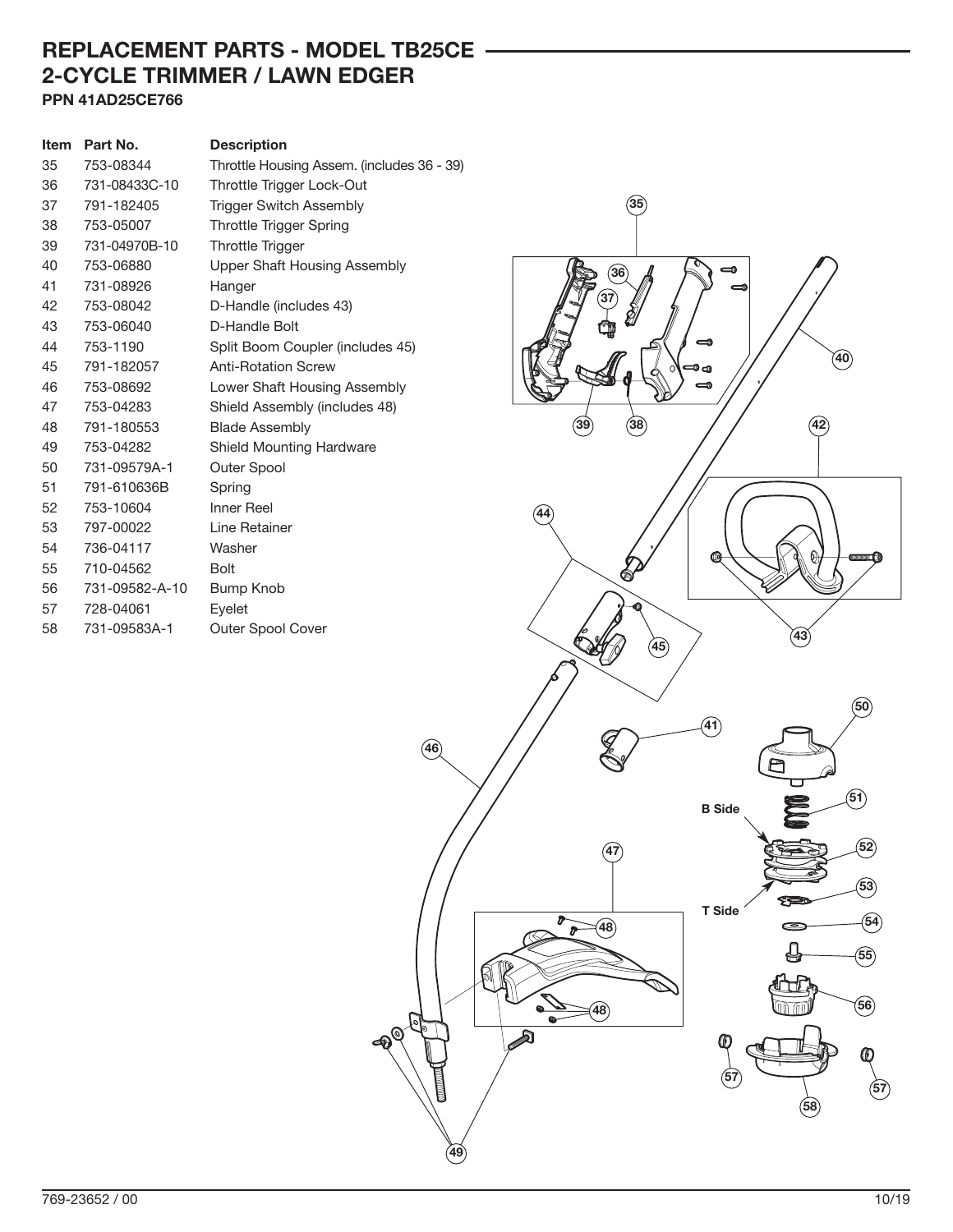# REPLACEMENT PARTS - MODEL TB25CE
## 2-CYCLE TRIMMER / LAWN EDGER
**PPN 41AD25CE766**

| Item | Part No. | Description |
|---|---|---|
| 35 | 753-08344 | Throttle Housing Assem. (includes 36 - 39) |
| 36 | 731-08433C-10 | Throttle Trigger Lock-Out |
| 37 | 791-182405 | Trigger Switch Assembly |
| 38 | 753-05007 | Throttle Trigger Spring |
| 39 | 731-04970B-10 | Throttle Trigger |
| 40 | 753-06880 | Upper Shaft Housing Assembly |
| 41 | 731-08926 | Hanger |
| 42 | 753-08042 | D-Handle (includes 43) |
| 43 | 753-06040 | D-Handle Bolt |
| 44 | 753-1190 | Split Boom Coupler (includes 45) |
| 45 | 791-182057 | Anti-Rotation Screw |
| 46 | 753-08692 | Lower Shaft Housing Assembly |
| 47 | 753-04283 | Shield Assembly (includes 48) |
| 48 | 791-180553 | Blade Assembly |
| 49 | 753-04282 | Shield Mounting Hardware |
| 50 | 731-09579A-1 | Outer Spool |
| 51 | 791-610636B | Spring |
| 52 | 753-10604 | Inner Reel |
| 53 | 797-00022 | Line Retainer |
| 54 | 736-04117 | Washer |
| 55 | 710-04562 | Bolt |
| 56 | 731-09582-A-10 | Bump Knob |
| 57 | 728-04061 | Eyelet |
| 58 | 731-09583A-1 | Outer Spool Cover |

B Side

T Side

769-23652 / 00

10/19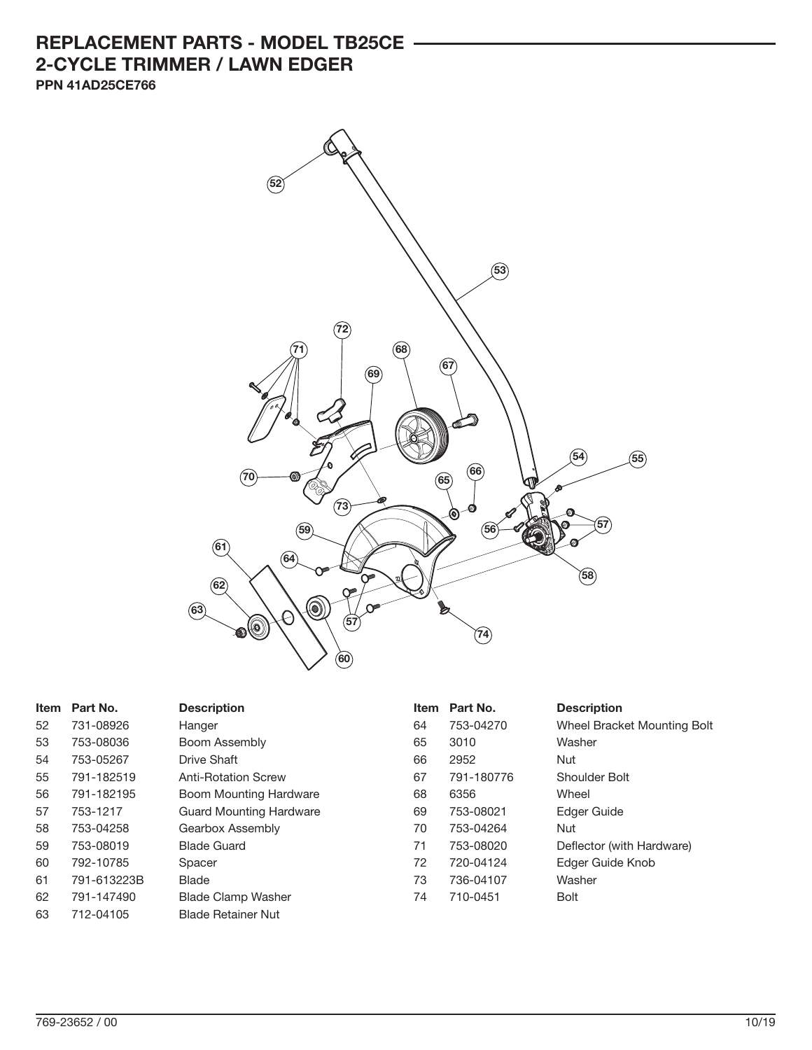# REPLACEMENT PARTS - MODEL TB25CE
## 2-CYCLE TRIMMER / LAWN EDGER
**PPN 41AD25CE766**

52
53
54
55
56
57
58
59
60
61
62
63
64
65
66
67
68
69
70
71
72
73
74

| Item | Part No. | Description |
|---|---|---|
| 52 | 731-08926 | Hanger |
| 53 | 753-08036 | Boom Assembly |
| 54 | 753-05267 | Drive Shaft |
| 55 | 791-182519 | Anti-Rotation Screw |
| 56 | 791-182195 | Boom Mounting Hardware |
| 57 | 753-1217 | Guard Mounting Hardware |
| 58 | 753-04258 | Gearbox Assembly |
| 59 | 753-08019 | Blade Guard |
| 60 | 792-10785 | Spacer |
| 61 | 791-613223B | Blade |
| 62 | 791-147490 | Blade Clamp Washer |
| 63 | 712-04105 | Blade Retainer Nut |
| 64 | 753-04270 | Wheel Bracket Mounting Bolt |
| 65 | 3010 | Washer |
| 66 | 2952 | Nut |
| 67 | 791-180776 | Shoulder Bolt |
| 68 | 6356 | Wheel |
| 69 | 753-08021 | Edger Guide |
| 70 | 753-04264 | Nut |
| 71 | 753-08020 | Deflector (with Hardware) |
| 72 | 720-04124 | Edger Guide Knob |
| 73 | 736-04107 | Washer |
| 74 | 710-0451 | Bolt |

769-23652 / 00

10/19